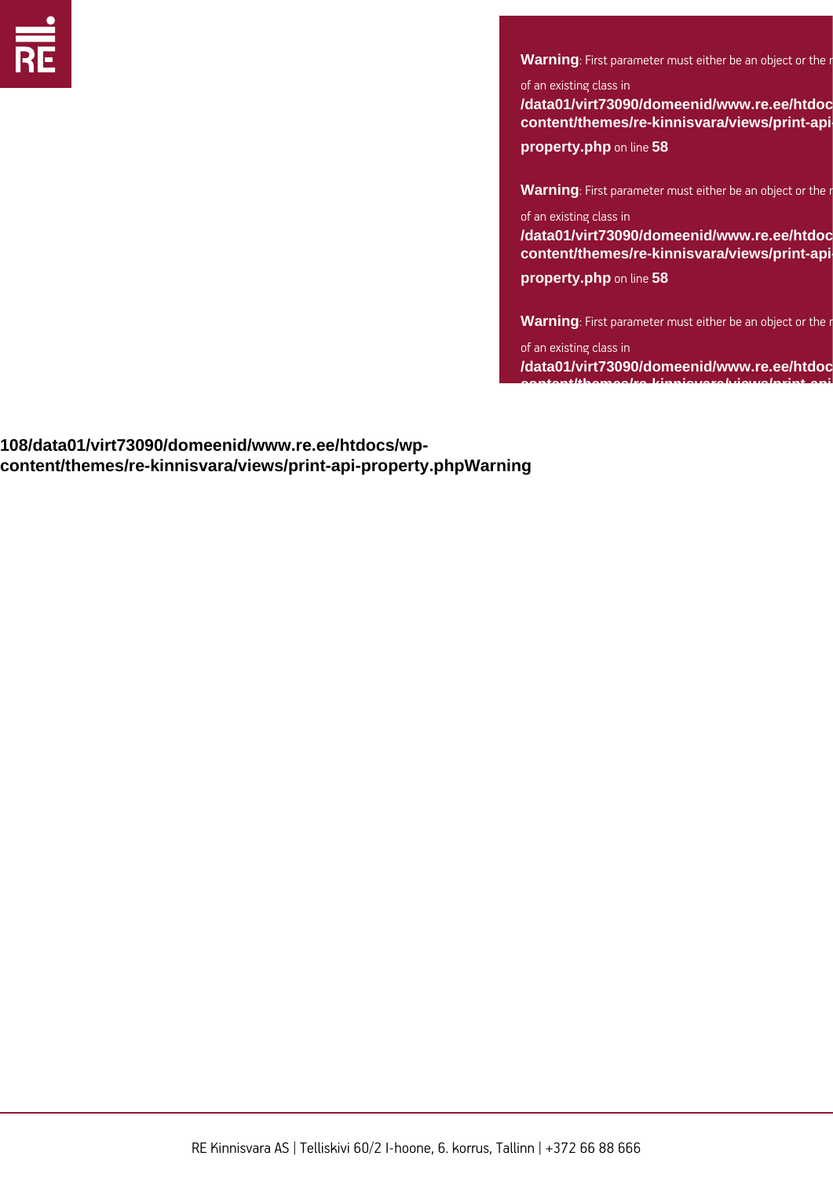**Warning**: First parameter must either be an object or the n

of an existing class in
**/data01/virt73090/domeenid/www.re.ee/htdoc
content/themes/re-kinnisvara/views/print-api-
property.php** on line **58**

**Warning**: First parameter must either be an object or the n

of an existing class in
**/data01/virt73090/domeenid/www.re.ee/htdoc
content/themes/re-kinnisvara/views/print-api-
property.php** on line **58**

**Warning**: First parameter must either be an object or the n

of an existing class in
**/data01/virt73090/domeenid/www.re.ee/htdoc**

**108/data01/virt73090/domeenid/www.re.ee/htdocs/wp-content/themes/re-kinnisvara/views/print-api-property.phpWarning**

RE Kinnisvara AS | Telliskivi 60/2 I-hoone, 6. korrus, Tallinn | +372 66 88 666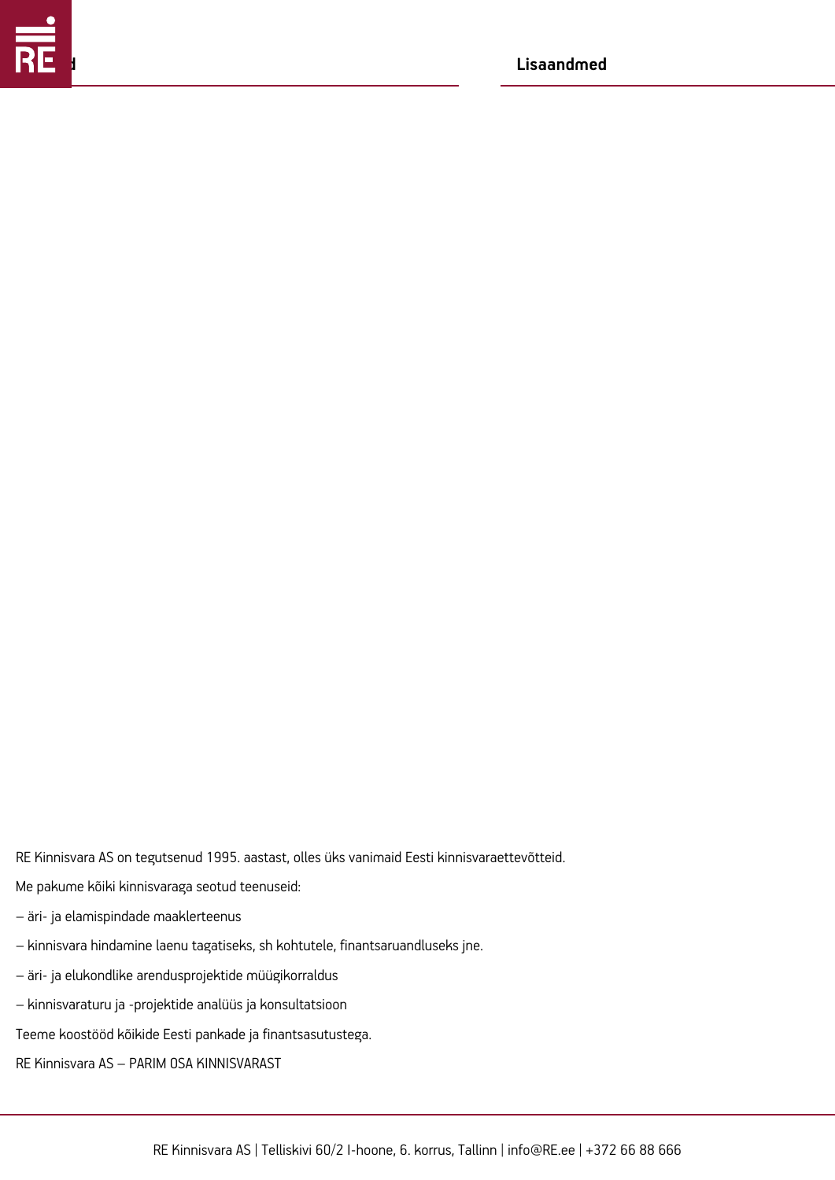## Lisaandmed

RE Kinnisvara AS on tegutsenud 1995. aastast, olles üks vanimaid Eesti kinnisvaraettevõtteid.

Me pakume kõiki kinnisvaraga seotud teenuseid:

– äri- ja elamispindade maaklerteenus

– kinnisvara hindamine laenu tagatiseks, sh kohtutele, finantsaruandluseks jne.

– äri- ja elukondlike arendusprojektide müügikorraldus

– kinnisvaraturu ja -projektide analüüs ja konsultatsioon

Teeme koostööd kõikide Eesti pankade ja finantsasutustega.

RE Kinnisvara AS – PARIM OSA KINNISVARAST

RE Kinnisvara AS | Telliskivi 60/2 I-hoone, 6. korrus, Tallinn | info@RE.ee | +372 66 88 666